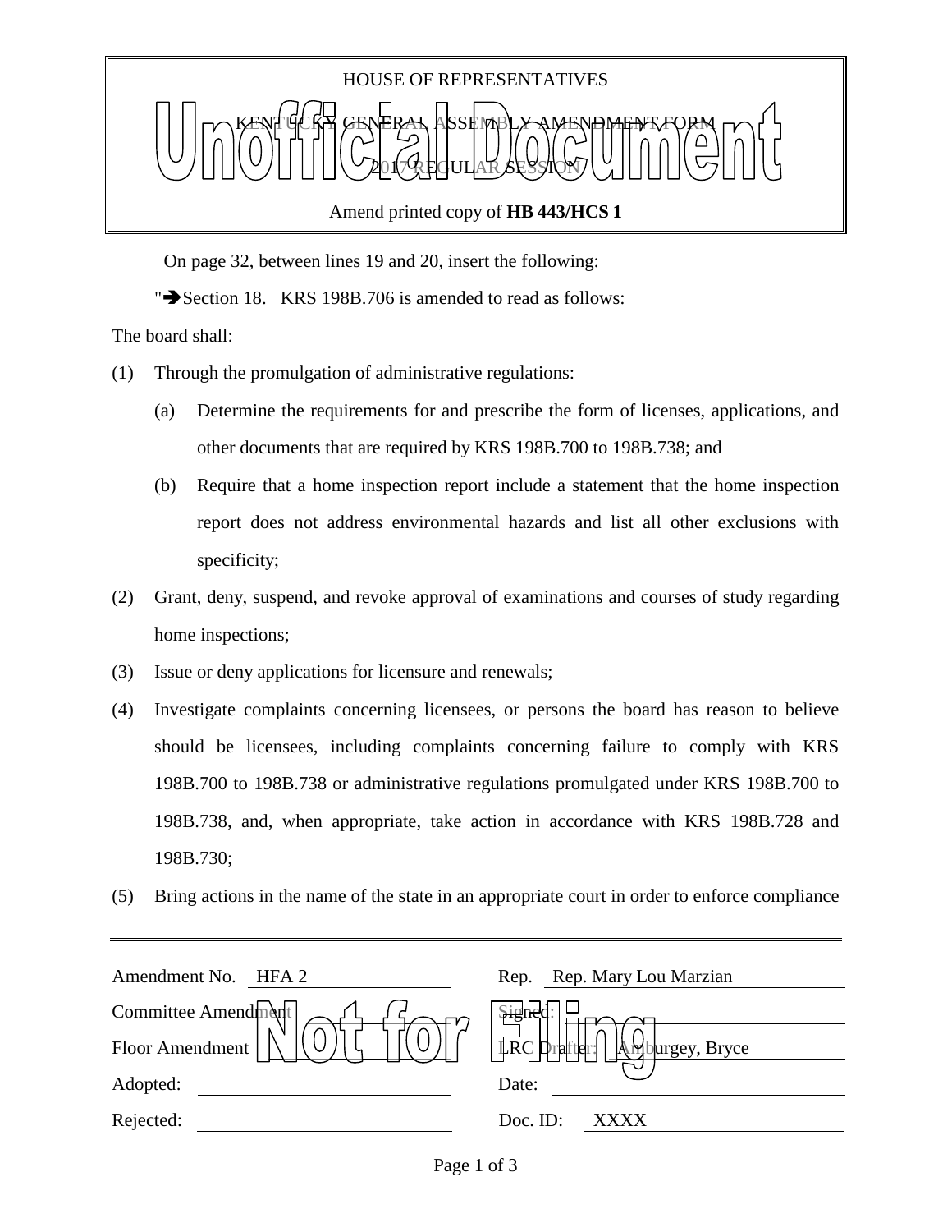HOUSE OF REPRESENTATIVES

KENTUCKY GENERAL ASSEMBLY AMENDMENT FORM

2017 REGULAR SESSION

Amend printed copy of **HB 443/HCS 1**

On page 32, between lines 19 and 20, insert the following:

"➔Section 18. KRS 198B.706 is amended to read as follows:

The board shall:

(1) Through the promulgation of administrative regulations:

   (a) Determine the requirements for and prescribe the form of licenses, applications, and other documents that are required by KRS 198B.700 to 198B.738; and

   (b) Require that a home inspection report include a statement that the home inspection report does not address environmental hazards and list all other exclusions with specificity;

(2) Grant, deny, suspend, and revoke approval of examinations and courses of study regarding home inspections;

(3) Issue or deny applications for licensure and renewals;

(4) Investigate complaints concerning licensees, or persons the board has reason to believe should be licensees, including complaints concerning failure to comply with KRS 198B.700 to 198B.738 or administrative regulations promulgated under KRS 198B.700 to 198B.738, and, when appropriate, take action in accordance with KRS 198B.728 and 198B.730;

(5) Bring actions in the name of the state in an appropriate court in order to enforce compliance

| | |
|---|---|
| Amendment No. HFA 2 | Rep. Rep. Mary Lou Marzian |
| Committee Amendment | Signed: |
| Floor Amendment | LRC Drafter: Amburgey, Bryce |
| Adopted: | Date: |
| Rejected: | Doc. ID: XXXX |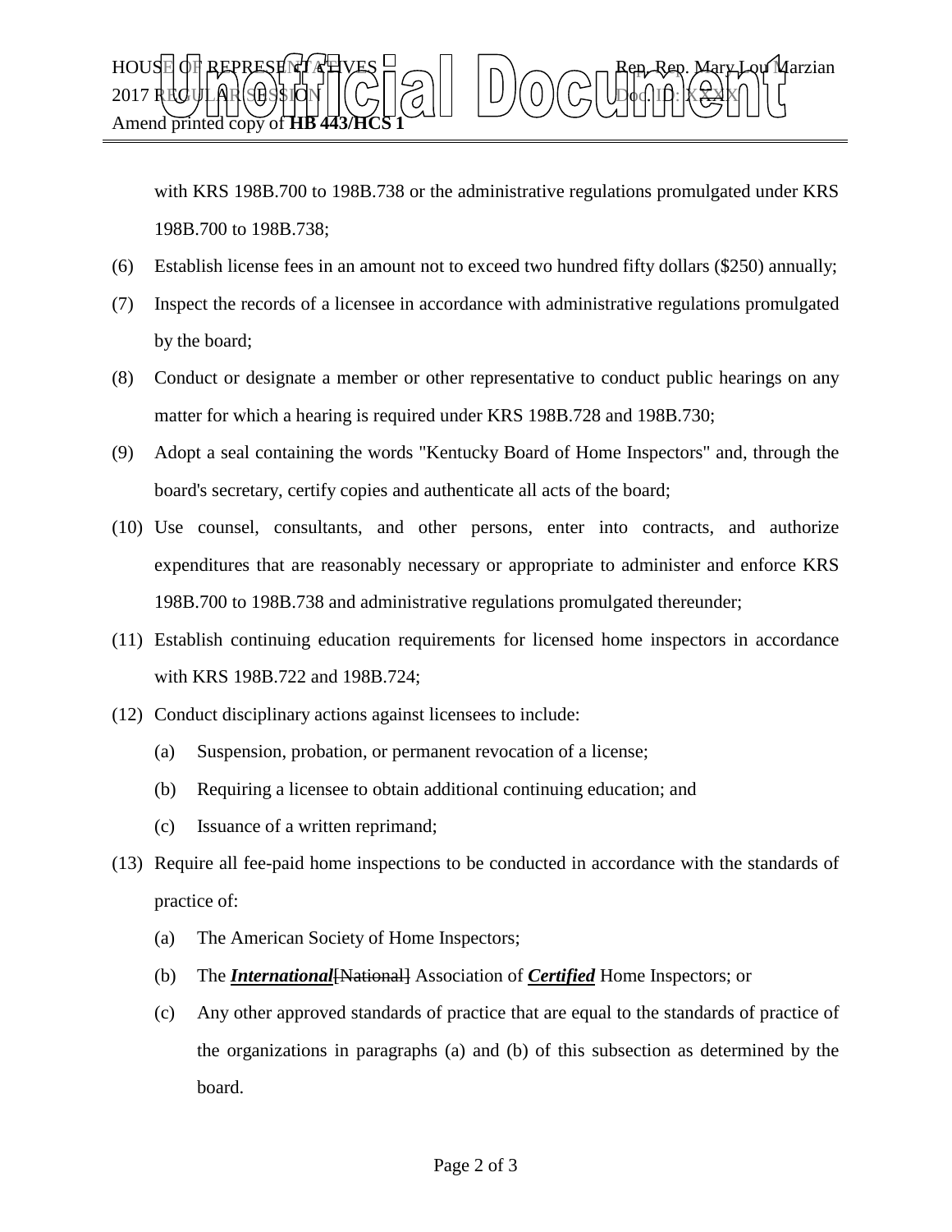with KRS 198B.700 to 198B.738 or the administrative regulations promulgated under KRS 198B.700 to 198B.738;

(6) Establish license fees in an amount not to exceed two hundred fifty dollars ($250) annually;

(7) Inspect the records of a licensee in accordance with administrative regulations promulgated by the board;

(8) Conduct or designate a member or other representative to conduct public hearings on any matter for which a hearing is required under KRS 198B.728 and 198B.730;

(9) Adopt a seal containing the words "Kentucky Board of Home Inspectors" and, through the board's secretary, certify copies and authenticate all acts of the board;

(10) Use counsel, consultants, and other persons, enter into contracts, and authorize expenditures that are reasonably necessary or appropriate to administer and enforce KRS 198B.700 to 198B.738 and administrative regulations promulgated thereunder;

(11) Establish continuing education requirements for licensed home inspectors in accordance with KRS 198B.722 and 198B.724;

(12) Conduct disciplinary actions against licensees to include:

(a) Suspension, probation, or permanent revocation of a license;

(b) Requiring a licensee to obtain additional continuing education; and

(c) Issuance of a written reprimand;

(13) Require all fee-paid home inspections to be conducted in accordance with the standards of practice of:

(a) The American Society of Home Inspectors;

(b) The ***International***~~[National]~~ Association of ***Certified*** Home Inspectors; or

(c) Any other approved standards of practice that are equal to the standards of practice of the organizations in paragraphs (a) and (b) of this subsection as determined by the board.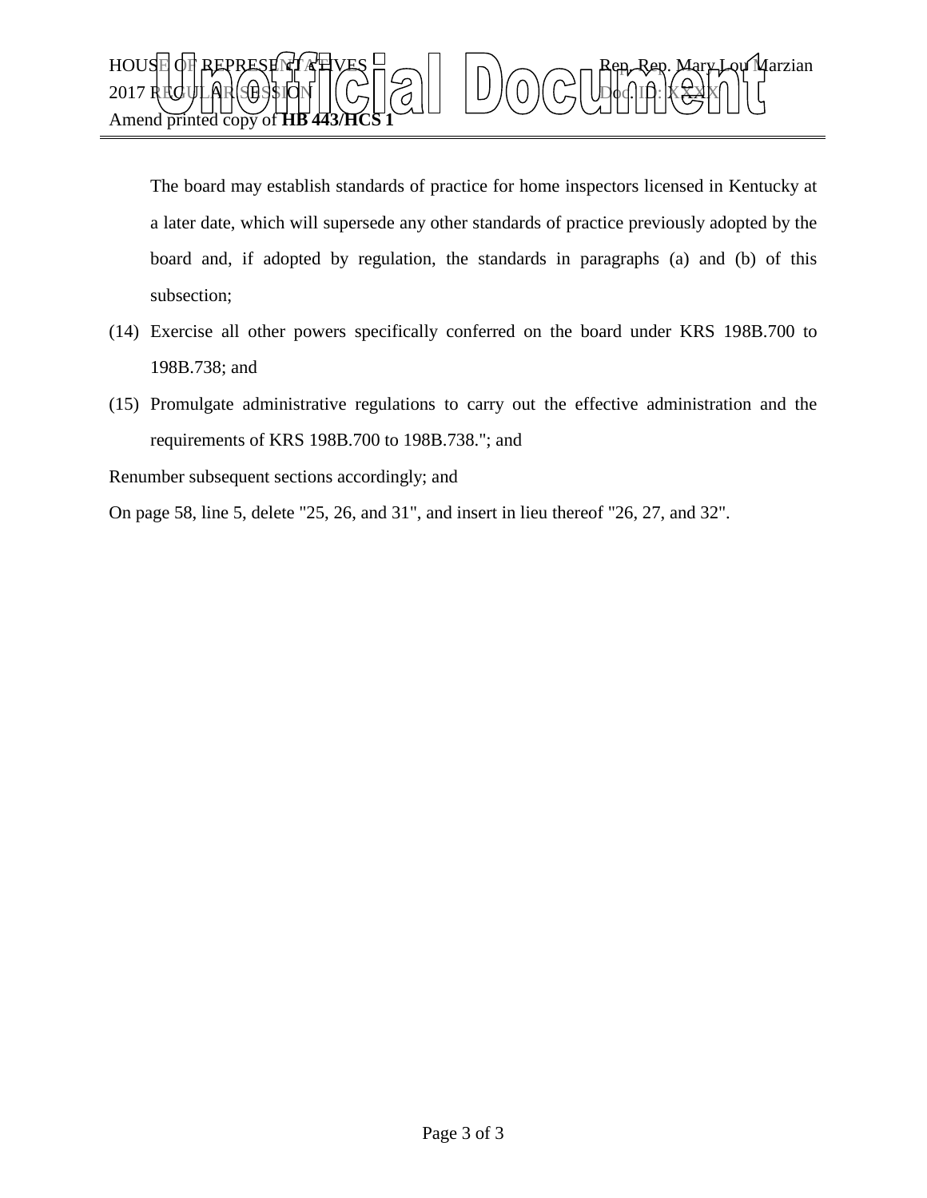The board may establish standards of practice for home inspectors licensed in Kentucky at a later date, which will supersede any other standards of practice previously adopted by the board and, if adopted by regulation, the standards in paragraphs (a) and (b) of this subsection;

(14) Exercise all other powers specifically conferred on the board under KRS 198B.700 to 198B.738; and

(15) Promulgate administrative regulations to carry out the effective administration and the requirements of KRS 198B.700 to 198B.738."; and

Renumber subsequent sections accordingly; and

On page 58, line 5, delete "25, 26, and 31", and insert in lieu thereof "26, 27, and 32".